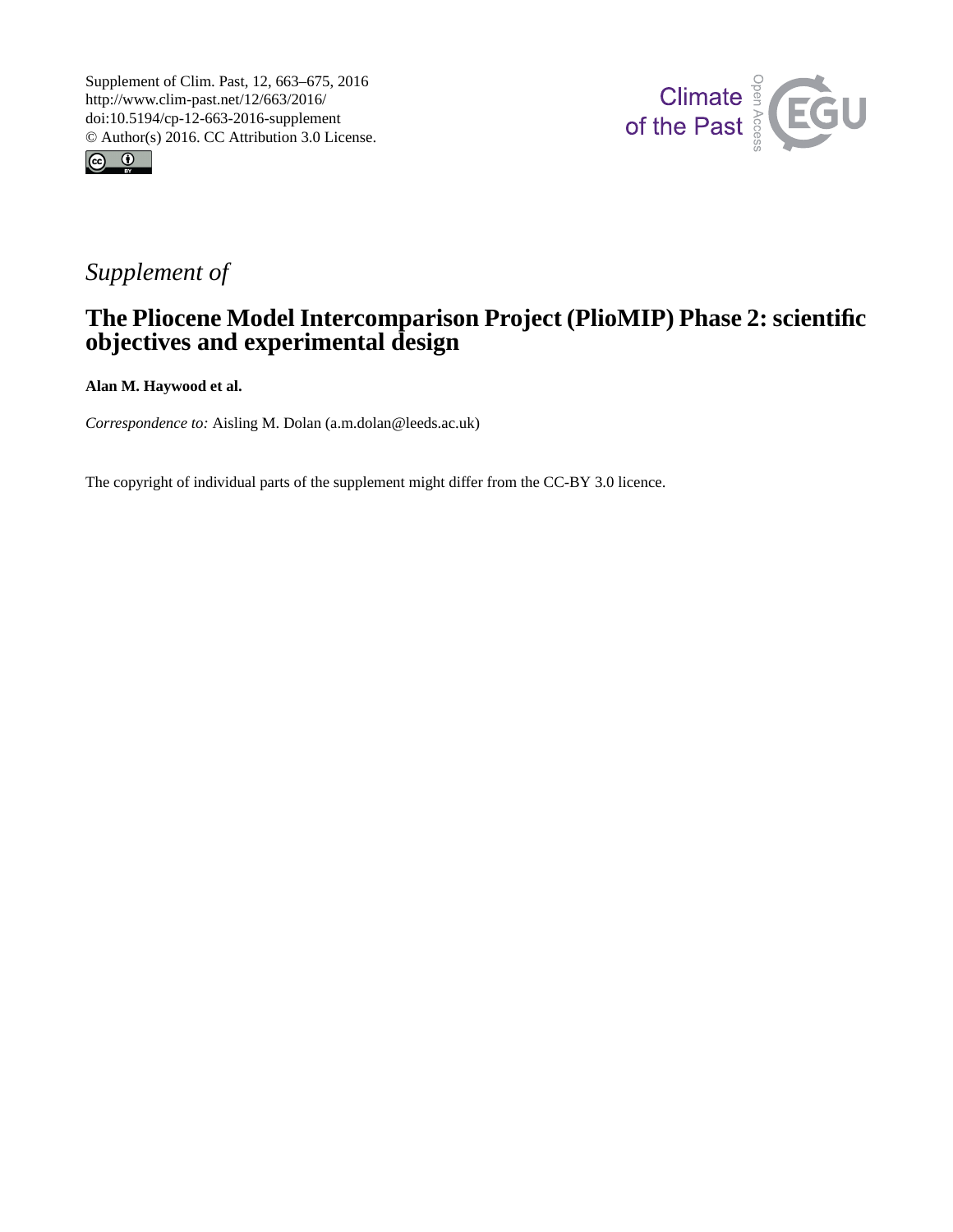Supplement of Clim. Past, 12, 663–675, 2016
http://www.clim-past.net/12/663/2016/
doi:10.5194/cp-12-663-2016-supplement
© Author(s) 2016. CC Attribution 3.0 License.

*Supplement of*

# The Pliocene Model Intercomparison Project (PlioMIP) Phase 2: scientific objectives and experimental design

**Alan M. Haywood et al.**

*Correspondence to:* Aisling M. Dolan (a.m.dolan@leeds.ac.uk)

The copyright of individual parts of the supplement might differ from the CC-BY 3.0 licence.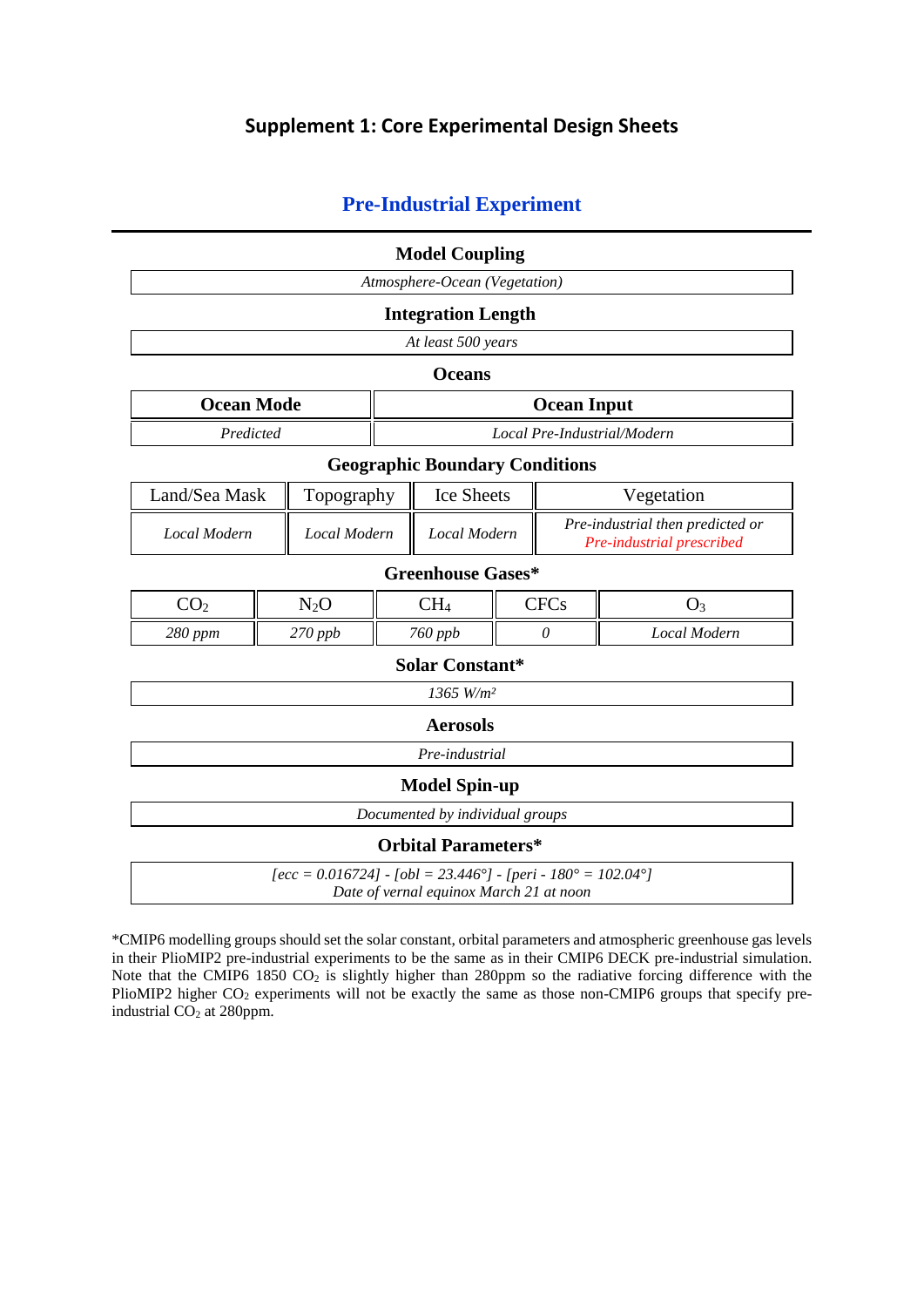## Supplement 1: Core Experimental Design Sheets

### Pre-Industrial Experiment

**Model Coupling**

| |
|---|
| *Atmosphere-Ocean (Vegetation)* |

**Integration Length**

| |
|---|
| *At least 500 years* |

**Oceans**

| Ocean Mode | Ocean Input |
|---|---|
| *Predicted* | *Local Pre-Industrial/Modern* |

**Geographic Boundary Conditions**

| Land/Sea Mask | Topography | Ice Sheets | Vegetation |
|---|---|---|---|
| *Local Modern* | *Local Modern* | *Local Modern* | *Pre-industrial then predicted or Pre-industrial prescribed* |

**Greenhouse Gases***

| $CO_2$ | $N_2O$ | $CH_4$ | CFCs | $O_3$ |
|---|---|---|---|---|
| *280 ppm* | *270 ppb* | *760 ppb* | *0* | *Local Modern* |

**Solar Constant***

| |
|---|
| *1365 W/m²* |

**Aerosols**

| |
|---|
| *Pre-industrial* |

**Model Spin-up**

| |
|---|
| *Documented by individual groups* |

**Orbital Parameters***

| |
|---|
| *[ecc = 0.016724] - [obl = 23.446°] - [peri - 180° = 102.04°]* *Date of vernal equinox March 21 at noon* |

*CMIP6 modelling groups should set the solar constant, orbital parameters and atmospheric greenhouse gas levels in their PlioMIP2 pre-industrial experiments to be the same as in their CMIP6 DECK pre-industrial simulation. Note that the CMIP6 1850 $CO_2$ is slightly higher than 280ppm so the radiative forcing difference with the PlioMIP2 higher $CO_2$ experiments will not be exactly the same as those non-CMIP6 groups that specify pre-industrial $CO_2$ at 280ppm.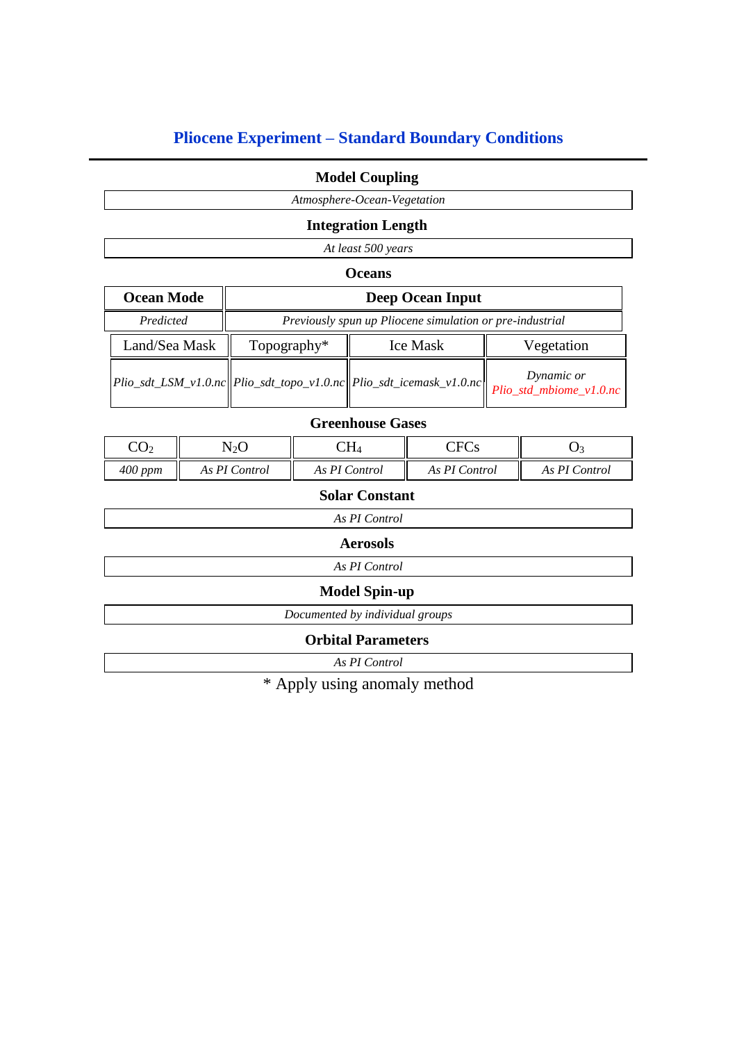## Pliocene Experiment – Standard Boundary Conditions

### Model Coupling

| |
|---|
| *Atmosphere-Ocean-Vegetation* |

### Integration Length

| |
|---|
| *At least 500 years* |

### Oceans

| Ocean Mode | Deep Ocean Input |
|---|---|
| *Predicted* | *Previously spun up Pliocene simulation or pre-industrial* |

| Land/Sea Mask | Topography* | Ice Mask | Vegetation |
|---|---|---|---|
| *Plio_sdt_LSM_v1.0.nc* | *Plio_sdt_topo_v1.0.nc* | *Plio_sdt_icemask_v1.0.nc* | *Dynamic or Plio_std_mbiome_v1.0.nc* |

### Greenhouse Gases

| $CO_2$ | $N_2O$ | $CH_4$ | CFCs | $O_3$ |
|---|---|---|---|---|
| *400 ppm* | *As PI Control* | *As PI Control* | *As PI Control* | *As PI Control* |

### Solar Constant

| |
|---|
| *As PI Control* |

### Aerosols

| |
|---|
| *As PI Control* |

### Model Spin-up

| |
|---|
| *Documented by individual groups* |

### Orbital Parameters

| |
|---|
| *As PI Control* |

* Apply using anomaly method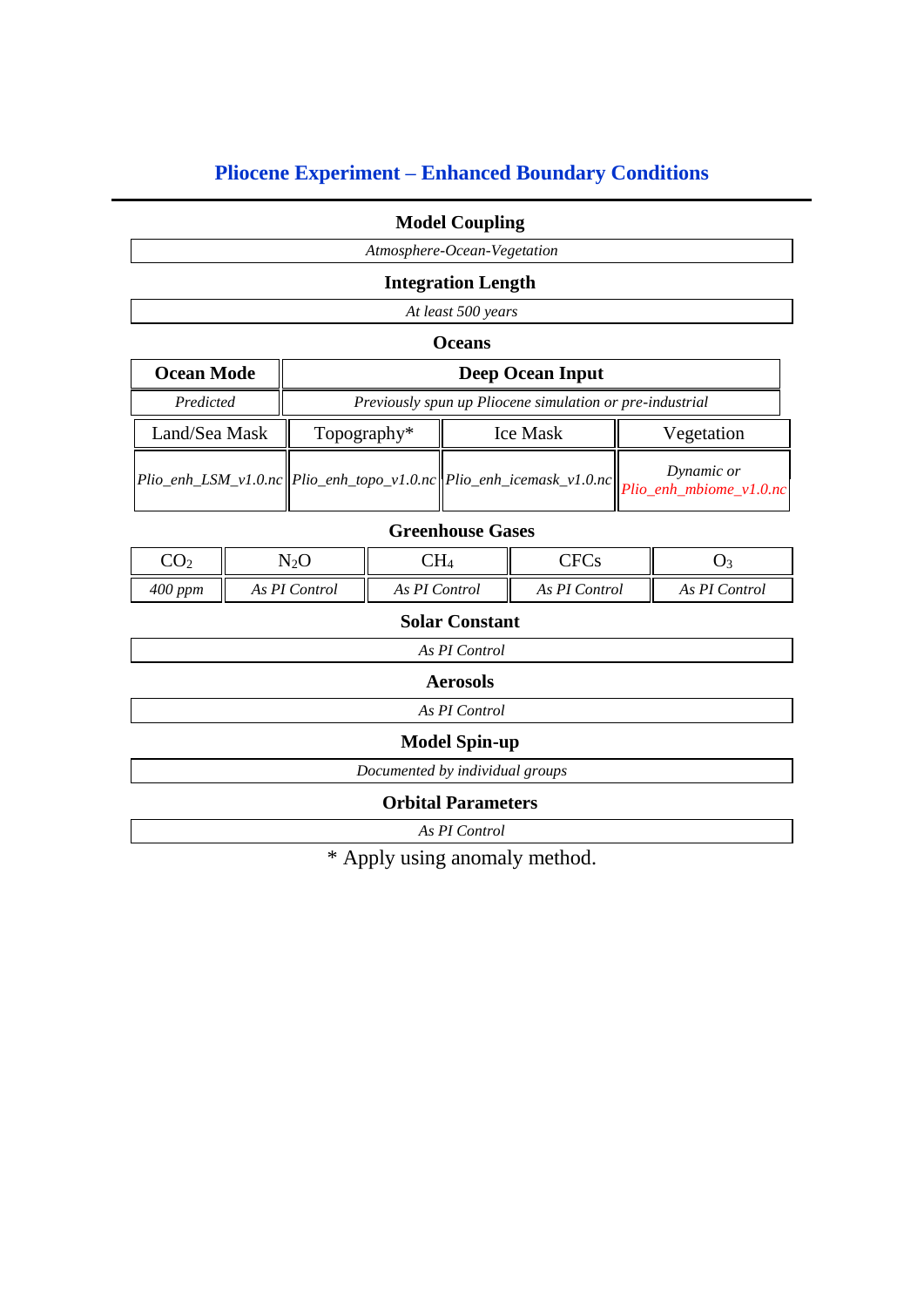## Pliocene Experiment – Enhanced Boundary Conditions

### Model Coupling

| |
|---|
| *Atmosphere-Ocean-Vegetation* |

### Integration Length

| |
|---|
| *At least 500 years* |

### Oceans

| Ocean Mode | Deep Ocean Input |
|---|---|
| *Predicted* | *Previously spun up Pliocene simulation or pre-industrial* |

| Land/Sea Mask | Topography* | Ice Mask | Vegetation |
|---|---|---|---|
| *Plio_enh_LSM_v1.0.nc* | *Plio_enh_topo_v1.0.nc* | *Plio_enh_icemask_v1.0.nc* | *Dynamic or Plio_enh_mbiome_v1.0.nc* |

### Greenhouse Gases

| $CO_2$ | $N_2O$ | $CH_4$ | CFCs | $O_3$ |
|---|---|---|---|---|
| *400 ppm* | *As PI Control* | *As PI Control* | *As PI Control* | *As PI Control* |

### Solar Constant

| |
|---|
| *As PI Control* |

### Aerosols

| |
|---|
| *As PI Control* |

### Model Spin-up

| |
|---|
| *Documented by individual groups* |

### Orbital Parameters

| |
|---|
| *As PI Control* |

* Apply using anomaly method.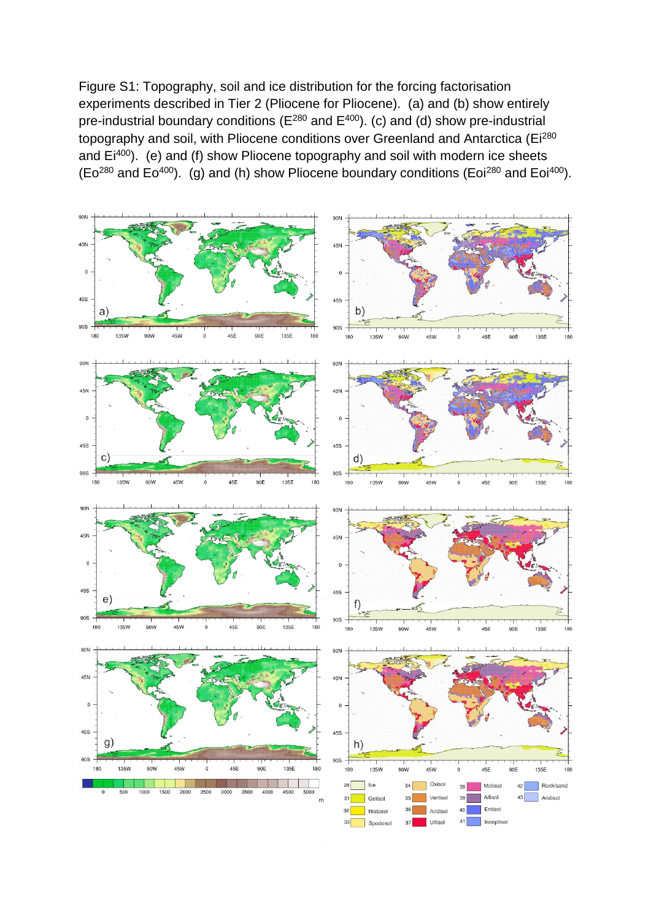Figure S1: Topography, soil and ice distribution for the forcing factorisation experiments described in Tier 2 (Pliocene for Pliocene). (a) and (b) show entirely pre-industrial boundary conditions ($E^{280}$ and $E^{400}$). (c) and (d) show pre-industrial topography and soil, with Pliocene conditions over Greenland and Antarctica ($Ei^{280}$ and $Ei^{400}$). (e) and (f) show Pliocene topography and soil with modern ice sheets ($Eo^{280}$ and $Eo^{400}$). (g) and (h) show Pliocene boundary conditions ($Eoi^{280}$ and $Eoi^{400}$).

a)
b)
c)
d)
e)
f)
g)
h)

90N
45N
0
45S
90S

180 135W 90W 45W 0 45E 90E 135E 180

0 500 1000 1500 2000 2500 3000 3500 4000 4500 5000
m

28 Ice
31 Gelisol
32 Histosol
33 Spodosol
34 Oxisol
35 Vertisol
36 Aridisol
37 Ultisol
38 Mollisol
39 Alfisol
40 Entisol
41 Inceptisol
42 Rock/sand
43 Andisol